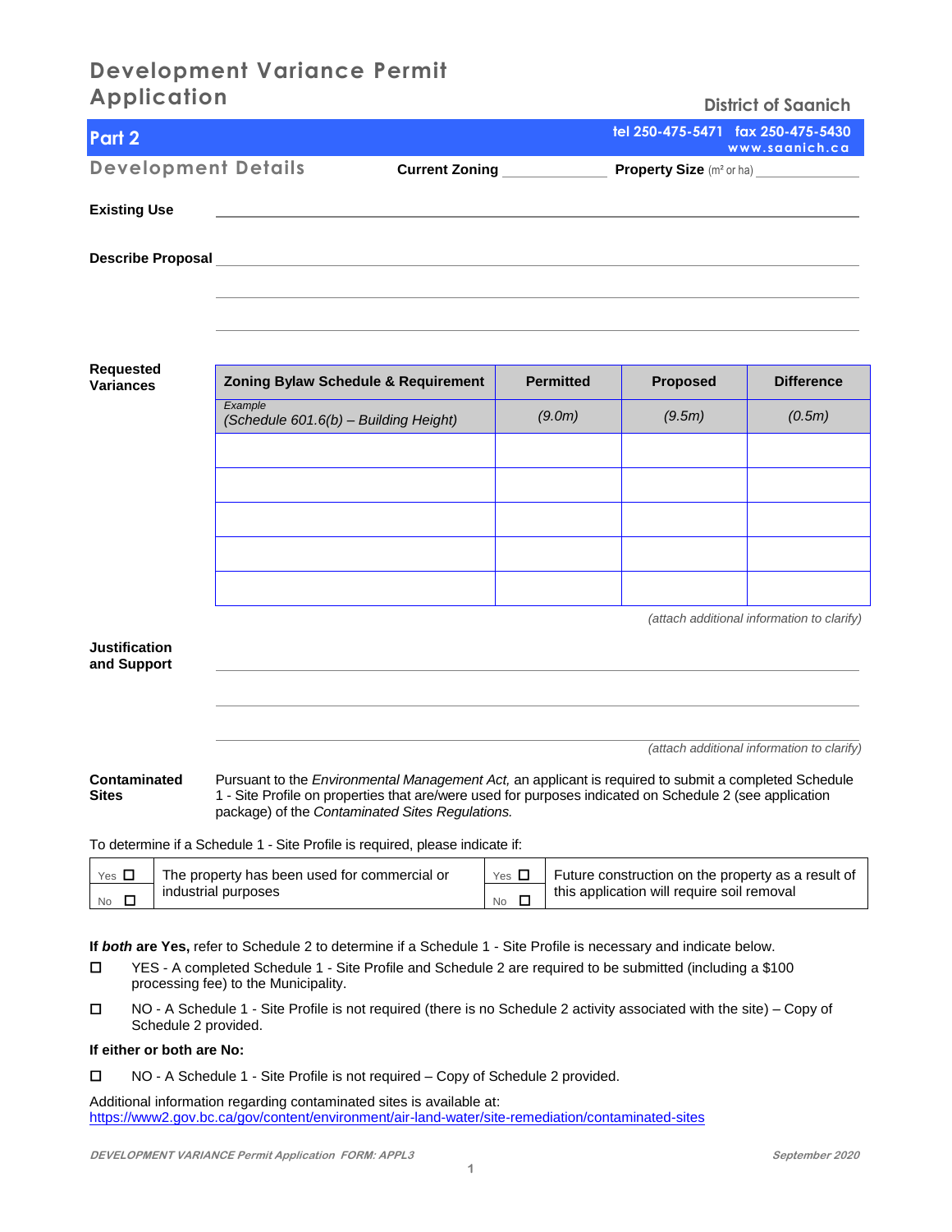# Development Variance Permit Application

District of Saanich

## Part 2

tel 250-475-5471 fax 250-475-5430
www.saanich.ca

### Development Details

**Current Zoning** ______________ **Property Size** (m² or ha) ______________

**Existing Use** ____________________________________________

**Describe Proposal** ____________________________________________

____________________________________________

____________________________________________

**Requested Variances**

| Zoning Bylaw Schedule & Requirement | Permitted | Proposed | Difference |
|---|---|---|---|
| *Example* *(Schedule 601.6(b) – Building Height)* | *(9.0m)* | *(9.5m)* | *(0.5m)* |
| | | | |
| | | | |
| | | | |
| | | | |
| | | | |

*(attach additional information to clarify)*

**Justification and Support** ____________________________________________

____________________________________________

____________________________________________

*(attach additional information to clarify)*

**Contaminated Sites**

Pursuant to the *Environmental Management Act,* an applicant is required to submit a completed Schedule 1 - Site Profile on properties that are/were used for purposes indicated on Schedule 2 (see application package) of the *Contaminated Sites Regulations.*

To determine if a Schedule 1 - Site Profile is required, please indicate if:

| | | | |
|---|---|---|---|
| Yes ☐ No ☐ | The property has been used for commercial or industrial purposes | Yes ☐ No ☐ | Future construction on the property as a result of this application will require soil removal |

**If *both* are Yes,** refer to Schedule 2 to determine if a Schedule 1 - Site Profile is necessary and indicate below.

☐ YES - A completed Schedule 1 - Site Profile and Schedule 2 are required to be submitted (including a $100 processing fee) to the Municipality.

☐ NO - A Schedule 1 - Site Profile is not required (there is no Schedule 2 activity associated with the site) – Copy of Schedule 2 provided.

**If either or both are No:**

☐ NO - A Schedule 1 - Site Profile is not required – Copy of Schedule 2 provided.

Additional information regarding contaminated sites is available at:
https://www2.gov.bc.ca/gov/content/environment/air-land-water/site-remediation/contaminated-sites

*DEVELOPMENT VARIANCE Permit Application FORM: APPL3* *September 2020*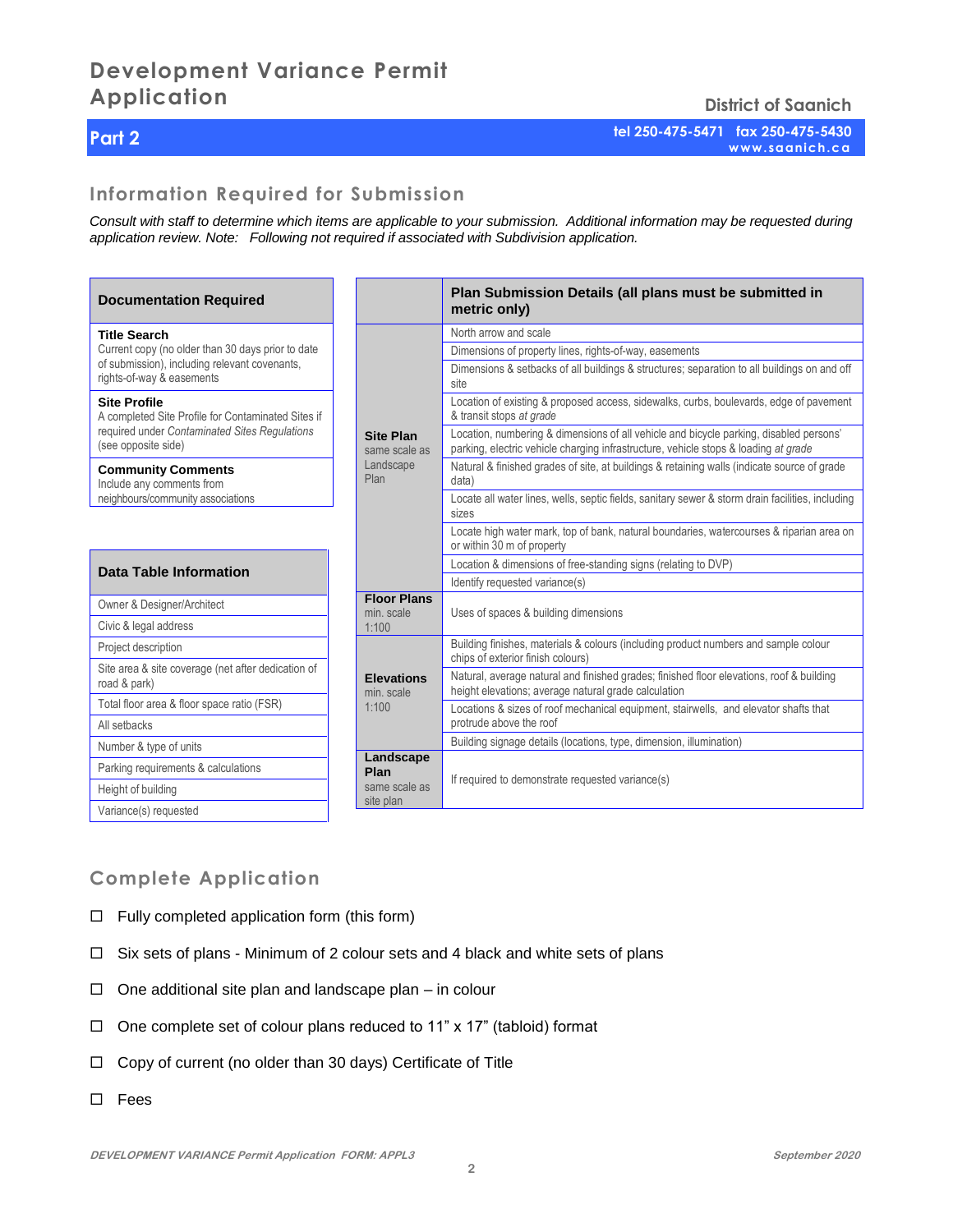# Development Variance Permit Application

District of Saanich

**Part 2**

tel 250-475-5471 fax 250-475-5430
www.saanich.ca

## Information Required for Submission

*Consult with staff to determine which items are applicable to your submission. Additional information may be requested during application review. Note: Following not required if associated with Subdivision application.*

| Documentation Required |
|---|
| **Title Search**<br>Current copy (no older than 30 days prior to date of submission), including relevant covenants, rights-of-way & easements |
| **Site Profile**<br>A completed Site Profile for Contaminated Sites if required under *Contaminated Sites Regulations* (see opposite side) |
| **Community Comments**<br>Include any comments from neighbours/community associations |

| Data Table Information |
|---|
| Owner & Designer/Architect |
| Civic & legal address |
| Project description |
| Site area & site coverage (net after dedication of road & park) |
| Total floor area & floor space ratio (FSR) |
| All setbacks |
| Number & type of units |
| Parking requirements & calculations |
| Height of building |
| Variance(s) requested |

| | Plan Submission Details (all plans must be submitted in metric only) |
|---|---|
| **Site Plan**<br>same scale as Landscape Plan | North arrow and scale |
| | Dimensions of property lines, rights-of-way, easements |
| | Dimensions & setbacks of all buildings & structures; separation to all buildings on and off site |
| | Location of existing & proposed access, sidewalks, curbs, boulevards, edge of pavement & transit stops *at grade* |
| | Location, numbering & dimensions of all vehicle and bicycle parking, disabled persons' parking, electric vehicle charging infrastructure, vehicle stops & loading *at grade* |
| | Natural & finished grades of site, at buildings & retaining walls (indicate source of grade data) |
| | Locate all water lines, wells, septic fields, sanitary sewer & storm drain facilities, including sizes |
| | Locate high water mark, top of bank, natural boundaries, watercourses & riparian area on or within 30 m of property |
| | Location & dimensions of free-standing signs (relating to DVP) |
| | Identify requested variance(s) |
| **Floor Plans**<br>min. scale 1:100 | Uses of spaces & building dimensions |
| **Elevations**<br>min. scale 1:100 | Building finishes, materials & colours (including product numbers and sample colour chips of exterior finish colours) |
| | Natural, average natural and finished grades; finished floor elevations, roof & building height elevations; average natural grade calculation |
| | Locations & sizes of roof mechanical equipment, stairwells, and elevator shafts that protrude above the roof |
| | Building signage details (locations, type, dimension, illumination) |
| **Landscape Plan**<br>same scale as site plan | If required to demonstrate requested variance(s) |

## Complete Application

- ☐ Fully completed application form (this form)
- ☐ Six sets of plans - Minimum of 2 colour sets and 4 black and white sets of plans
- ☐ One additional site plan and landscape plan – in colour
- ☐ One complete set of colour plans reduced to 11" x 17" (tabloid) format
- ☐ Copy of current (no older than 30 days) Certificate of Title
- ☐ Fees

*DEVELOPMENT VARIANCE Permit Application FORM: APPL3* *September 2020*